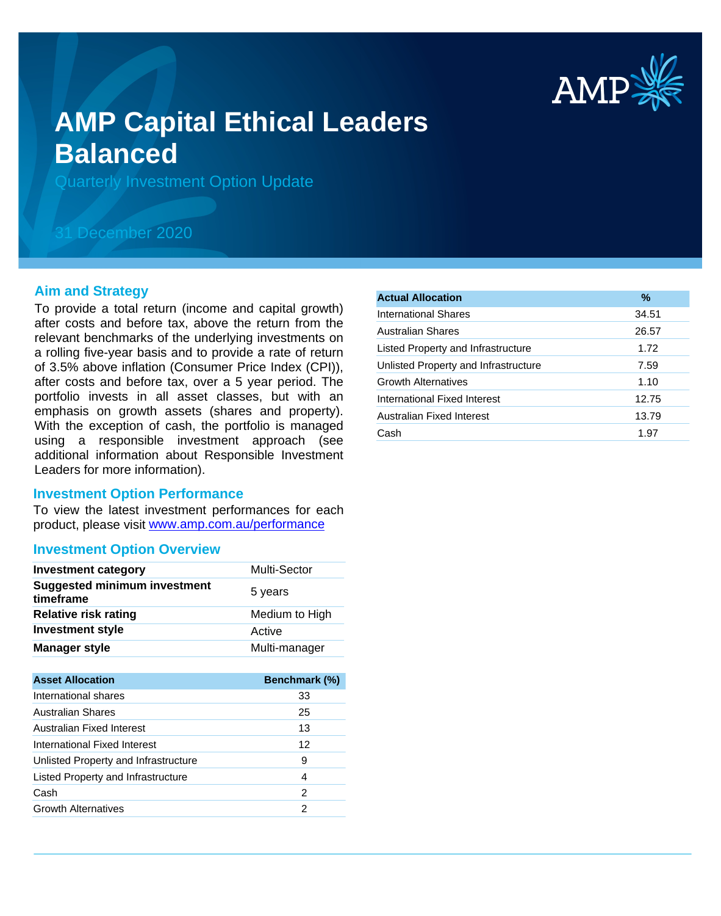# AMP Capital Ethical Leaders Balanced

Quarterly Investment Option Update

31 December 2020

## Aim and Strategy

To provide a total return (income and capital growth) after costs and before tax, above the return from the relevant benchmarks of the underlying investments on a rolling five-year basis and to provide a rate of return of 3.5% above inflation (Consumer Price Index (CPI)), after costs and before tax, over a 5 year period. The portfolio invests in all asset classes, but with an emphasis on growth assets (shares and property). With the exception of cash, the portfolio is managed using a responsible investment approach (see additional information about Responsible Investment Leaders for more information).

## Investment Option Performance

To view the latest investment performances for each product, please visit www.amp.com.au/performance

## Investment Option Overview

| | |
|---|---|
| **Investment category** | Multi-Sector |
| **Suggested minimum investment timeframe** | 5 years |
| **Relative risk rating** | Medium to High |
| **Investment style** | Active |
| **Manager style** | Multi-manager |

| Asset Allocation | Benchmark (%) |
|---|---|
| International shares | 33 |
| Australian Shares | 25 |
| Australian Fixed Interest | 13 |
| International Fixed Interest | 12 |
| Unlisted Property and Infrastructure | 9 |
| Listed Property and Infrastructure | 4 |
| Cash | 2 |
| Growth Alternatives | 2 |

| Actual Allocation | % |
|---|---|
| International Shares | 34.51 |
| Australian Shares | 26.57 |
| Listed Property and Infrastructure | 1.72 |
| Unlisted Property and Infrastructure | 7.59 |
| Growth Alternatives | 1.10 |
| International Fixed Interest | 12.75 |
| Australian Fixed Interest | 13.79 |
| Cash | 1.97 |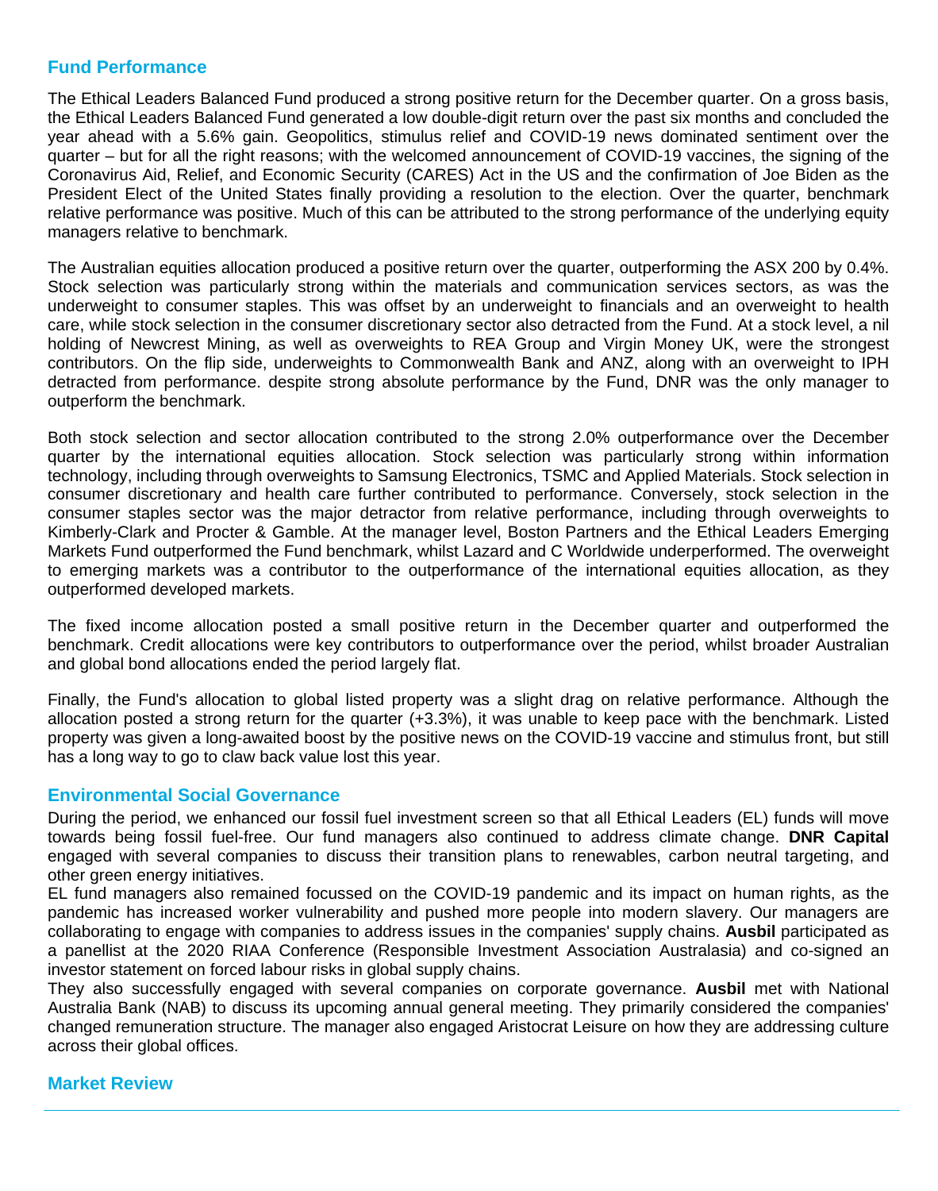## Fund Performance

The Ethical Leaders Balanced Fund produced a strong positive return for the December quarter. On a gross basis, the Ethical Leaders Balanced Fund generated a low double-digit return over the past six months and concluded the year ahead with a 5.6% gain. Geopolitics, stimulus relief and COVID-19 news dominated sentiment over the quarter – but for all the right reasons; with the welcomed announcement of COVID-19 vaccines, the signing of the Coronavirus Aid, Relief, and Economic Security (CARES) Act in the US and the confirmation of Joe Biden as the President Elect of the United States finally providing a resolution to the election. Over the quarter, benchmark relative performance was positive. Much of this can be attributed to the strong performance of the underlying equity managers relative to benchmark.

The Australian equities allocation produced a positive return over the quarter, outperforming the ASX 200 by 0.4%. Stock selection was particularly strong within the materials and communication services sectors, as was the underweight to consumer staples. This was offset by an underweight to financials and an overweight to health care, while stock selection in the consumer discretionary sector also detracted from the Fund. At a stock level, a nil holding of Newcrest Mining, as well as overweights to REA Group and Virgin Money UK, were the strongest contributors. On the flip side, underweights to Commonwealth Bank and ANZ, along with an overweight to IPH detracted from performance. despite strong absolute performance by the Fund, DNR was the only manager to outperform the benchmark.

Both stock selection and sector allocation contributed to the strong 2.0% outperformance over the December quarter by the international equities allocation. Stock selection was particularly strong within information technology, including through overweights to Samsung Electronics, TSMC and Applied Materials. Stock selection in consumer discretionary and health care further contributed to performance. Conversely, stock selection in the consumer staples sector was the major detractor from relative performance, including through overweights to Kimberly-Clark and Procter & Gamble. At the manager level, Boston Partners and the Ethical Leaders Emerging Markets Fund outperformed the Fund benchmark, whilst Lazard and C Worldwide underperformed. The overweight to emerging markets was a contributor to the outperformance of the international equities allocation, as they outperformed developed markets.

The fixed income allocation posted a small positive return in the December quarter and outperformed the benchmark. Credit allocations were key contributors to outperformance over the period, whilst broader Australian and global bond allocations ended the period largely flat.

Finally, the Fund's allocation to global listed property was a slight drag on relative performance. Although the allocation posted a strong return for the quarter (+3.3%), it was unable to keep pace with the benchmark. Listed property was given a long-awaited boost by the positive news on the COVID-19 vaccine and stimulus front, but still has a long way to go to claw back value lost this year.

## Environmental Social Governance

During the period, we enhanced our fossil fuel investment screen so that all Ethical Leaders (EL) funds will move towards being fossil fuel-free. Our fund managers also continued to address climate change. **DNR Capital** engaged with several companies to discuss their transition plans to renewables, carbon neutral targeting, and other green energy initiatives.

EL fund managers also remained focussed on the COVID-19 pandemic and its impact on human rights, as the pandemic has increased worker vulnerability and pushed more people into modern slavery. Our managers are collaborating to engage with companies to address issues in the companies' supply chains. **Ausbil** participated as a panellist at the 2020 RIAA Conference (Responsible Investment Association Australasia) and co-signed an investor statement on forced labour risks in global supply chains.

They also successfully engaged with several companies on corporate governance. **Ausbil** met with National Australia Bank (NAB) to discuss its upcoming annual general meeting. They primarily considered the companies' changed remuneration structure. The manager also engaged Aristocrat Leisure on how they are addressing culture across their global offices.

## Market Review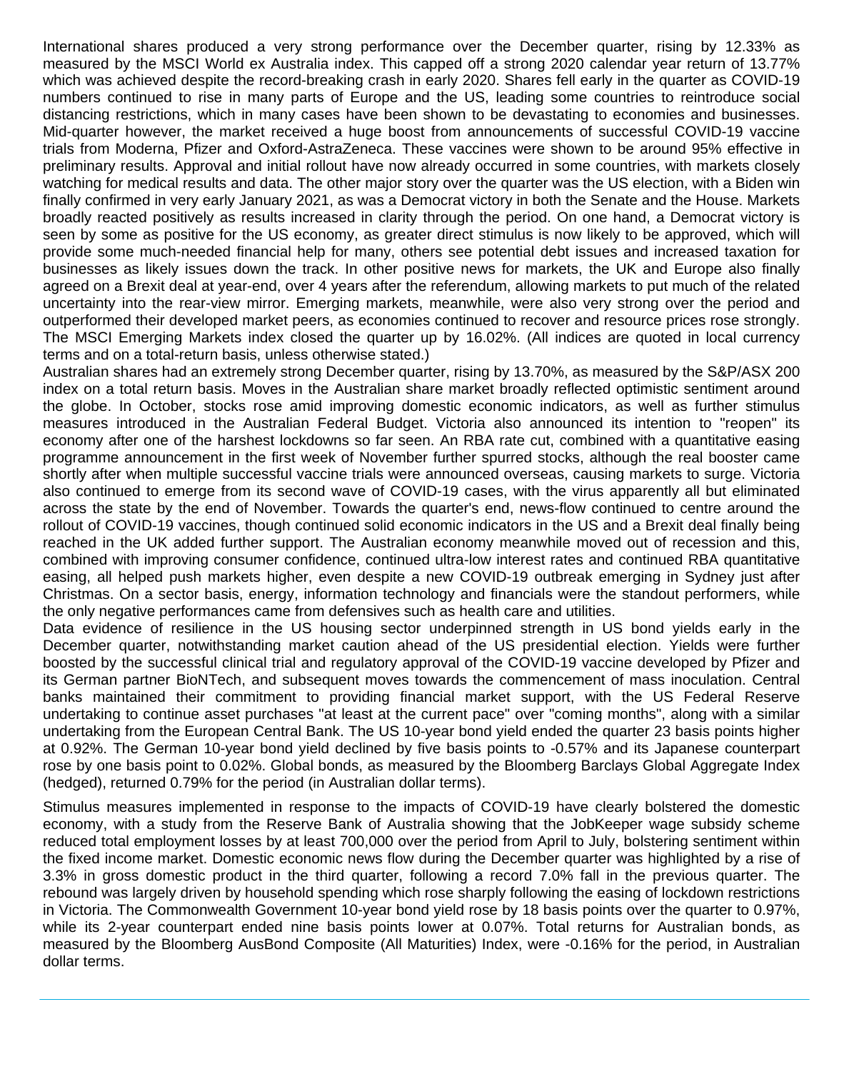International shares produced a very strong performance over the December quarter, rising by 12.33% as measured by the MSCI World ex Australia index. This capped off a strong 2020 calendar year return of 13.77% which was achieved despite the record-breaking crash in early 2020. Shares fell early in the quarter as COVID-19 numbers continued to rise in many parts of Europe and the US, leading some countries to reintroduce social distancing restrictions, which in many cases have been shown to be devastating to economies and businesses. Mid-quarter however, the market received a huge boost from announcements of successful COVID-19 vaccine trials from Moderna, Pfizer and Oxford-AstraZeneca. These vaccines were shown to be around 95% effective in preliminary results. Approval and initial rollout have now already occurred in some countries, with markets closely watching for medical results and data. The other major story over the quarter was the US election, with a Biden win finally confirmed in very early January 2021, as was a Democrat victory in both the Senate and the House. Markets broadly reacted positively as results increased in clarity through the period. On one hand, a Democrat victory is seen by some as positive for the US economy, as greater direct stimulus is now likely to be approved, which will provide some much-needed financial help for many, others see potential debt issues and increased taxation for businesses as likely issues down the track. In other positive news for markets, the UK and Europe also finally agreed on a Brexit deal at year-end, over 4 years after the referendum, allowing markets to put much of the related uncertainty into the rear-view mirror. Emerging markets, meanwhile, were also very strong over the period and outperformed their developed market peers, as economies continued to recover and resource prices rose strongly. The MSCI Emerging Markets index closed the quarter up by 16.02%. (All indices are quoted in local currency terms and on a total-return basis, unless otherwise stated.)

Australian shares had an extremely strong December quarter, rising by 13.70%, as measured by the S&P/ASX 200 index on a total return basis. Moves in the Australian share market broadly reflected optimistic sentiment around the globe. In October, stocks rose amid improving domestic economic indicators, as well as further stimulus measures introduced in the Australian Federal Budget. Victoria also announced its intention to "reopen" its economy after one of the harshest lockdowns so far seen. An RBA rate cut, combined with a quantitative easing programme announcement in the first week of November further spurred stocks, although the real booster came shortly after when multiple successful vaccine trials were announced overseas, causing markets to surge. Victoria also continued to emerge from its second wave of COVID-19 cases, with the virus apparently all but eliminated across the state by the end of November. Towards the quarter's end, news-flow continued to centre around the rollout of COVID-19 vaccines, though continued solid economic indicators in the US and a Brexit deal finally being reached in the UK added further support. The Australian economy meanwhile moved out of recession and this, combined with improving consumer confidence, continued ultra-low interest rates and continued RBA quantitative easing, all helped push markets higher, even despite a new COVID-19 outbreak emerging in Sydney just after Christmas. On a sector basis, energy, information technology and financials were the standout performers, while the only negative performances came from defensives such as health care and utilities.

Data evidence of resilience in the US housing sector underpinned strength in US bond yields early in the December quarter, notwithstanding market caution ahead of the US presidential election. Yields were further boosted by the successful clinical trial and regulatory approval of the COVID-19 vaccine developed by Pfizer and its German partner BioNTech, and subsequent moves towards the commencement of mass inoculation. Central banks maintained their commitment to providing financial market support, with the US Federal Reserve undertaking to continue asset purchases "at least at the current pace" over "coming months", along with a similar undertaking from the European Central Bank. The US 10-year bond yield ended the quarter 23 basis points higher at 0.92%. The German 10-year bond yield declined by five basis points to -0.57% and its Japanese counterpart rose by one basis point to 0.02%. Global bonds, as measured by the Bloomberg Barclays Global Aggregate Index (hedged), returned 0.79% for the period (in Australian dollar terms).

Stimulus measures implemented in response to the impacts of COVID-19 have clearly bolstered the domestic economy, with a study from the Reserve Bank of Australia showing that the JobKeeper wage subsidy scheme reduced total employment losses by at least 700,000 over the period from April to July, bolstering sentiment within the fixed income market. Domestic economic news flow during the December quarter was highlighted by a rise of 3.3% in gross domestic product in the third quarter, following a record 7.0% fall in the previous quarter. The rebound was largely driven by household spending which rose sharply following the easing of lockdown restrictions in Victoria. The Commonwealth Government 10-year bond yield rose by 18 basis points over the quarter to 0.97%, while its 2-year counterpart ended nine basis points lower at 0.07%. Total returns for Australian bonds, as measured by the Bloomberg AusBond Composite (All Maturities) Index, were -0.16% for the period, in Australian dollar terms.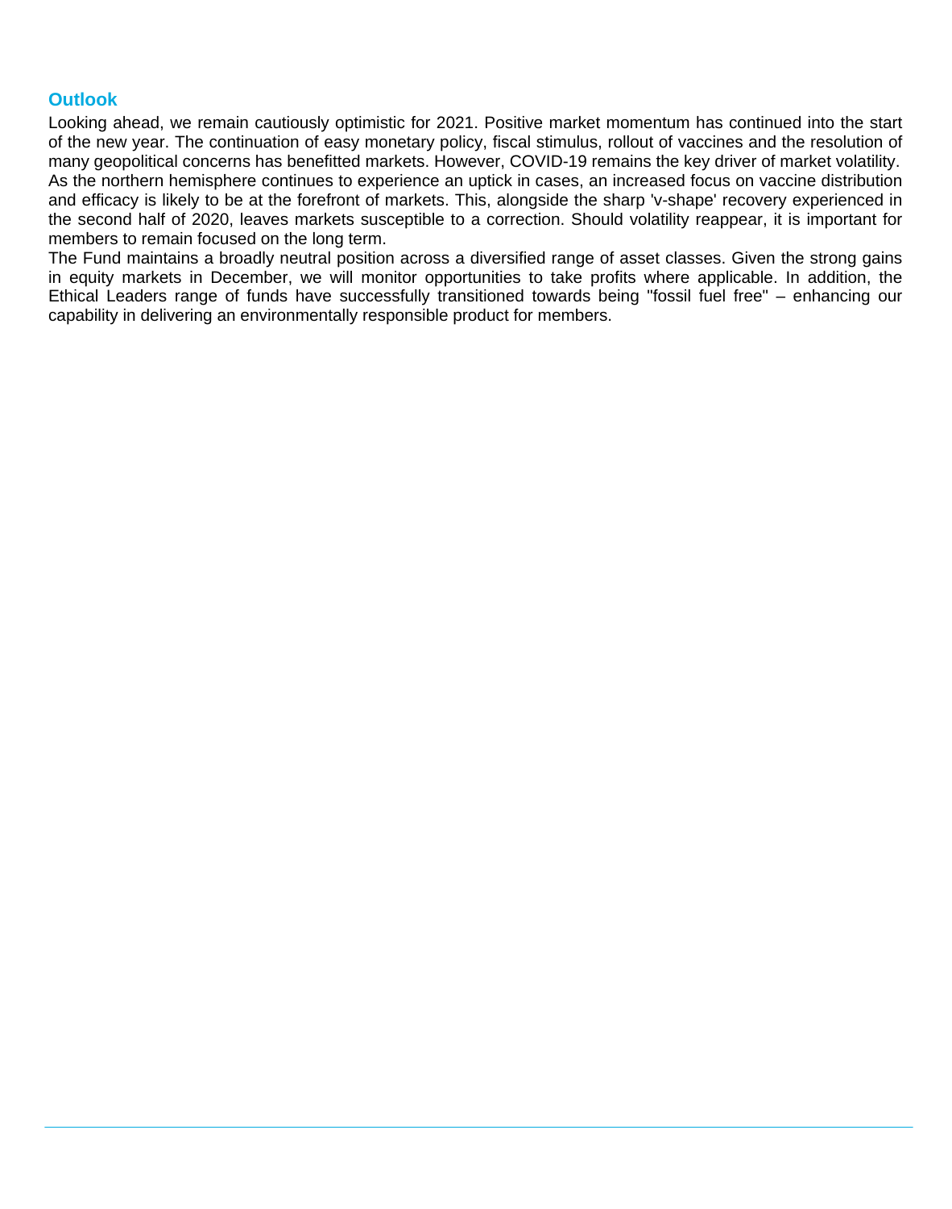## Outlook

Looking ahead, we remain cautiously optimistic for 2021. Positive market momentum has continued into the start of the new year. The continuation of easy monetary policy, fiscal stimulus, rollout of vaccines and the resolution of many geopolitical concerns has benefitted markets. However, COVID-19 remains the key driver of market volatility. As the northern hemisphere continues to experience an uptick in cases, an increased focus on vaccine distribution and efficacy is likely to be at the forefront of markets. This, alongside the sharp 'v-shape' recovery experienced in the second half of 2020, leaves markets susceptible to a correction. Should volatility reappear, it is important for members to remain focused on the long term.

The Fund maintains a broadly neutral position across a diversified range of asset classes. Given the strong gains in equity markets in December, we will monitor opportunities to take profits where applicable. In addition, the Ethical Leaders range of funds have successfully transitioned towards being "fossil fuel free" – enhancing our capability in delivering an environmentally responsible product for members.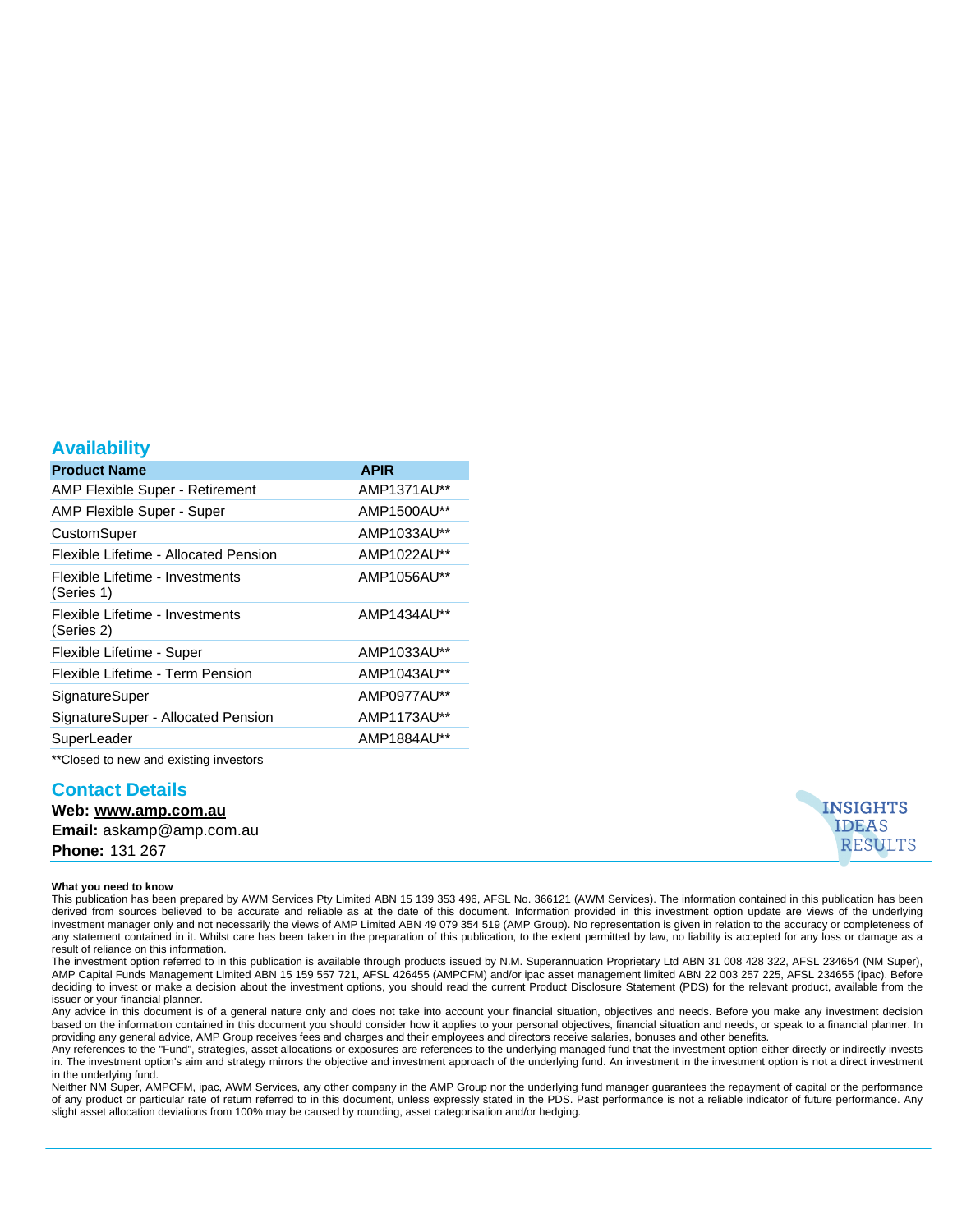## Availability

| Product Name | APIR |
| --- | --- |
| AMP Flexible Super - Retirement | AMP1371AU** |
| AMP Flexible Super - Super | AMP1500AU** |
| CustomSuper | AMP1033AU** |
| Flexible Lifetime - Allocated Pension | AMP1022AU** |
| Flexible Lifetime - Investments (Series 1) | AMP1056AU** |
| Flexible Lifetime - Investments (Series 2) | AMP1434AU** |
| Flexible Lifetime - Super | AMP1033AU** |
| Flexible Lifetime - Term Pension | AMP1043AU** |
| SignatureSuper | AMP0977AU** |
| SignatureSuper - Allocated Pension | AMP1173AU** |
| SuperLeader | AMP1884AU** |

**Closed to new and existing investors

## Contact Details

**Web:** **www.amp.com.au**
**Email:** askamp@amp.com.au
**Phone:** 131 267

INSIGHTS
IDEAS
RESULTS

**What you need to know**

This publication has been prepared by AWM Services Pty Limited ABN 15 139 353 496, AFSL No. 366121 (AWM Services). The information contained in this publication has been derived from sources believed to be accurate and reliable as at the date of this document. Information provided in this investment option update are views of the underlying investment manager only and not necessarily the views of AMP Limited ABN 49 079 354 519 (AMP Group). No representation is given in relation to the accuracy or completeness of any statement contained in it. Whilst care has been taken in the preparation of this publication, to the extent permitted by law, no liability is accepted for any loss or damage as a result of reliance on this information.

The investment option referred to in this publication is available through products issued by N.M. Superannuation Proprietary Ltd ABN 31 008 428 322, AFSL 234654 (NM Super), AMP Capital Funds Management Limited ABN 15 159 557 721, AFSL 426455 (AMPCFM) and/or ipac asset management limited ABN 22 003 257 225, AFSL 234655 (ipac). Before deciding to invest or make a decision about the investment options, you should read the current Product Disclosure Statement (PDS) for the relevant product, available from the issuer or your financial planner.

Any advice in this document is of a general nature only and does not take into account your financial situation, objectives and needs. Before you make any investment decision based on the information contained in this document you should consider how it applies to your personal objectives, financial situation and needs, or speak to a financial planner. In providing any general advice, AMP Group receives fees and charges and their employees and directors receive salaries, bonuses and other benefits.

Any references to the "Fund", strategies, asset allocations or exposures are references to the underlying managed fund that the investment option either directly or indirectly invests in. The investment option's aim and strategy mirrors the objective and investment approach of the underlying fund. An investment in the investment option is not a direct investment in the underlying fund.

Neither NM Super, AMPCFM, ipac, AWM Services, any other company in the AMP Group nor the underlying fund manager guarantees the repayment of capital or the performance of any product or particular rate of return referred to in this document, unless expressly stated in the PDS. Past performance is not a reliable indicator of future performance. Any slight asset allocation deviations from 100% may be caused by rounding, asset categorisation and/or hedging.